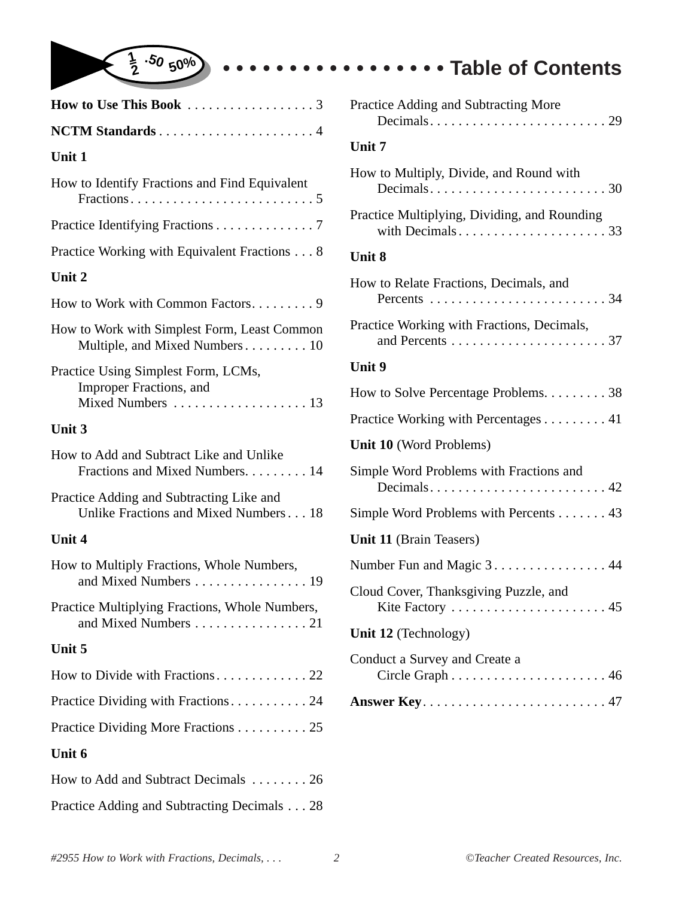# Table of Contents

**How to Use This Book** . . . . . . . . . . . . . . . . . . 3

**NCTM Standards** . . . . . . . . . . . . . . . . . . . . . . 4

**Unit 1**

How to Identify Fractions and Find Equivalent Fractions . . . . . . . . . . . . . . . . . . . . . . . . . . 5

Practice Identifying Fractions . . . . . . . . . . . . . . 7

Practice Working with Equivalent Fractions . . . 8

**Unit 2**

How to Work with Common Factors . . . . . . . . . 9

How to Work with Simplest Form, Least Common Multiple, and Mixed Numbers . . . . . . . . . 10

Practice Using Simplest Form, LCMs, Improper Fractions, and Mixed Numbers . . . . . . . . . . . . . . . . . . . 13

**Unit 3**

How to Add and Subtract Like and Unlike Fractions and Mixed Numbers. . . . . . . . . 14

Practice Adding and Subtracting Like and Unlike Fractions and Mixed Numbers . . . 18

**Unit 4**

How to Multiply Fractions, Whole Numbers, and Mixed Numbers . . . . . . . . . . . . . . . . 19

Practice Multiplying Fractions, Whole Numbers, and Mixed Numbers . . . . . . . . . . . . . . . . 21

**Unit 5**

How to Divide with Fractions . . . . . . . . . . . . . 22

Practice Dividing with Fractions . . . . . . . . . . . 24

Practice Dividing More Fractions . . . . . . . . . . 25

**Unit 6**

How to Add and Subtract Decimals . . . . . . . . 26

Practice Adding and Subtracting Decimals . . . 28

Practice Adding and Subtracting More Decimals . . . . . . . . . . . . . . . . . . . . . . . . . 29

**Unit 7**

How to Multiply, Divide, and Round with Decimals . . . . . . . . . . . . . . . . . . . . . . . . . 30

Practice Multiplying, Dividing, and Rounding with Decimals . . . . . . . . . . . . . . . . . . . . . . 33

**Unit 8**

How to Relate Fractions, Decimals, and Percents . . . . . . . . . . . . . . . . . . . . . . . . . 34

Practice Working with Fractions, Decimals, and Percents . . . . . . . . . . . . . . . . . . . . . . . 37

**Unit 9**

How to Solve Percentage Problems. . . . . . . . . 38

Practice Working with Percentages . . . . . . . . . 41

**Unit 10** (Word Problems)

Simple Word Problems with Fractions and Decimals . . . . . . . . . . . . . . . . . . . . . . . . . 42

Simple Word Problems with Percents . . . . . . . 43

**Unit 11** (Brain Teasers)

Number Fun and Magic 3 . . . . . . . . . . . . . . . . 44

Cloud Cover, Thanksgiving Puzzle, and Kite Factory . . . . . . . . . . . . . . . . . . . . . . 45

**Unit 12** (Technology)

Conduct a Survey and Create a Circle Graph . . . . . . . . . . . . . . . . . . . . . . 46

**Answer Key** . . . . . . . . . . . . . . . . . . . . . . . . . . 47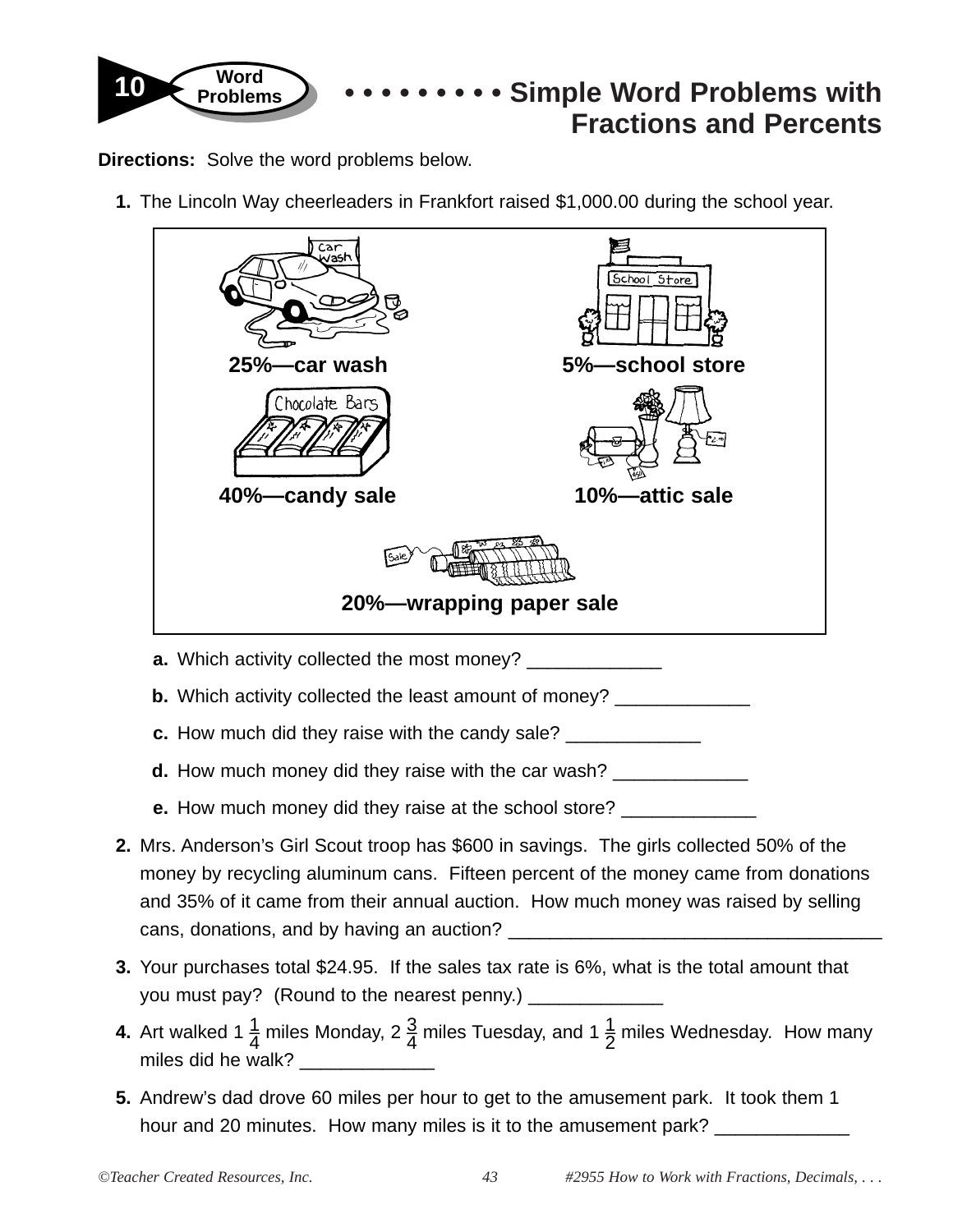10 Word Problems

# Simple Word Problems with Fractions and Percents

**Directions:** Solve the word problems below.

1. The Lincoln Way cheerleaders in Frankfort raised $1,000.00 during the school year.

   **25%—car wash**

   **5%—school store**

   **40%—candy sale**

   **10%—attic sale**

   **20%—wrapping paper sale**

   a. Which activity collected the most money? _____________

   b. Which activity collected the least amount of money? _____________

   c. How much did they raise with the candy sale? _____________

   d. How much money did they raise with the car wash? _____________

   e. How much money did they raise at the school store? _____________

2. Mrs. Anderson's Girl Scout troop has $600 in savings. The girls collected 50% of the money by recycling aluminum cans. Fifteen percent of the money came from donations and 35% of it came from their annual auction. How much money was raised by selling cans, donations, and by having an auction? _____________________________________

3. Your purchases total $24.95. If the sales tax rate is 6%, what is the total amount that you must pay? (Round to the nearest penny.) _____________

4. Art walked $1\frac{1}{4}$ miles Monday, $2\frac{3}{4}$ miles Tuesday, and $1\frac{1}{2}$ miles Wednesday. How many miles did he walk? _____________

5. Andrew's dad drove 60 miles per hour to get to the amusement park. It took them 1 hour and 20 minutes. How many miles is it to the amusement park? _____________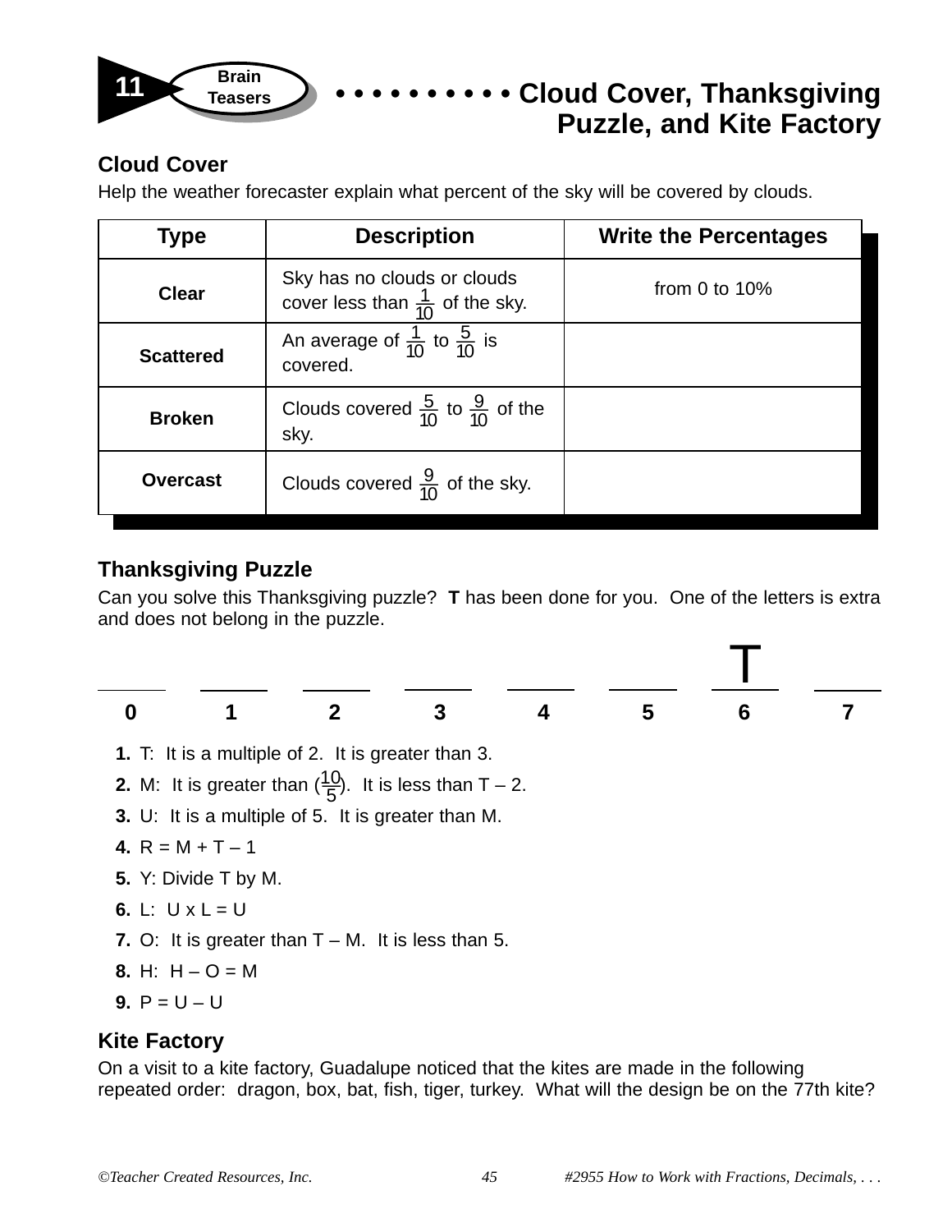## 11 Brain Teasers • • • • • • • • • • Cloud Cover, Thanksgiving Puzzle, and Kite Factory

### Cloud Cover

Help the weather forecaster explain what percent of the sky will be covered by clouds.

| Type | Description | Write the Percentages |
| --- | --- | --- |
| Clear | Sky has no clouds or clouds cover less than $\frac{1}{10}$ of the sky. | from 0 to 10% |
| Scattered | An average of $\frac{1}{10}$ to $\frac{5}{10}$ is covered. | |
| Broken | Clouds covered $\frac{5}{10}$ to $\frac{9}{10}$ of the sky. | |
| Overcast | Clouds covered $\frac{9}{10}$ of the sky. | |

### Thanksgiving Puzzle

Can you solve this Thanksgiving puzzle? **T** has been done for you. One of the letters is extra and does not belong in the puzzle.

| ___ | ___ | ___ | ___ | ___ | ___ | T | ___ |
| --- | --- | --- | --- | --- | --- | --- | --- |
| 0 | 1 | 2 | 3 | 4 | 5 | 6 | 7 |

1. T: It is a multiple of 2. It is greater than 3.
2. M: It is greater than ($\frac{10}{5}$). It is less than T – 2.
3. U: It is a multiple of 5. It is greater than M.
4. R = M + T – 1
5. Y: Divide T by M.
6. L: U x L = U
7. O: It is greater than T – M. It is less than 5.
8. H: H – O = M
9. P = U – U

### Kite Factory

On a visit to a kite factory, Guadalupe noticed that the kites are made in the following repeated order: dragon, box, bat, fish, tiger, turkey. What will the design be on the 77th kite?